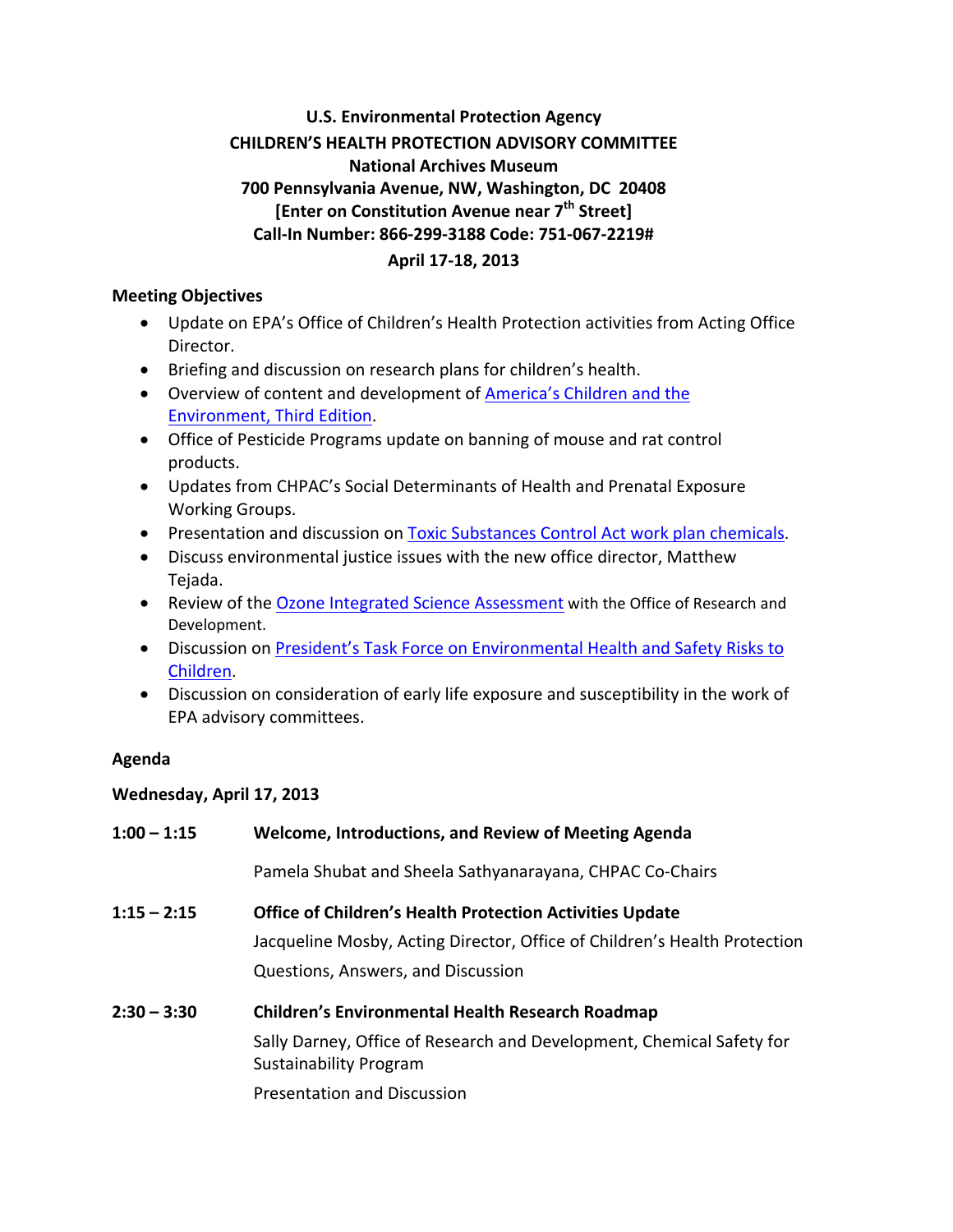**U.S. Environmental Protection Agency**
**CHILDREN'S HEALTH PROTECTION ADVISORY COMMITTEE**
**National Archives Museum**
**700 Pennsylvania Avenue, NW, Washington, DC 20408**
**[Enter on Constitution Avenue near 7th Street]**
**Call-In Number: 866-299-3188 Code: 751-067-2219#**
**April 17-18, 2013**

**Meeting Objectives**

- Update on EPA's Office of Children's Health Protection activities from Acting Office Director.
- Briefing and discussion on research plans for children's health.
- Overview of content and development of America's Children and the Environment, Third Edition.
- Office of Pesticide Programs update on banning of mouse and rat control products.
- Updates from CHPAC's Social Determinants of Health and Prenatal Exposure Working Groups.
- Presentation and discussion on Toxic Substances Control Act work plan chemicals.
- Discuss environmental justice issues with the new office director, Matthew Tejada.
- Review of the Ozone Integrated Science Assessment with the Office of Research and Development.
- Discussion on President's Task Force on Environmental Health and Safety Risks to Children.
- Discussion on consideration of early life exposure and susceptibility in the work of EPA advisory committees.

**Agenda**

**Wednesday, April 17, 2013**

**1:00 – 1:15** **Welcome, Introductions, and Review of Meeting Agenda**

Pamela Shubat and Sheela Sathyanarayana, CHPAC Co-Chairs

**1:15 – 2:15** **Office of Children's Health Protection Activities Update**

Jacqueline Mosby, Acting Director, Office of Children's Health Protection

Questions, Answers, and Discussion

**2:30 – 3:30** **Children's Environmental Health Research Roadmap**

Sally Darney, Office of Research and Development, Chemical Safety for Sustainability Program

Presentation and Discussion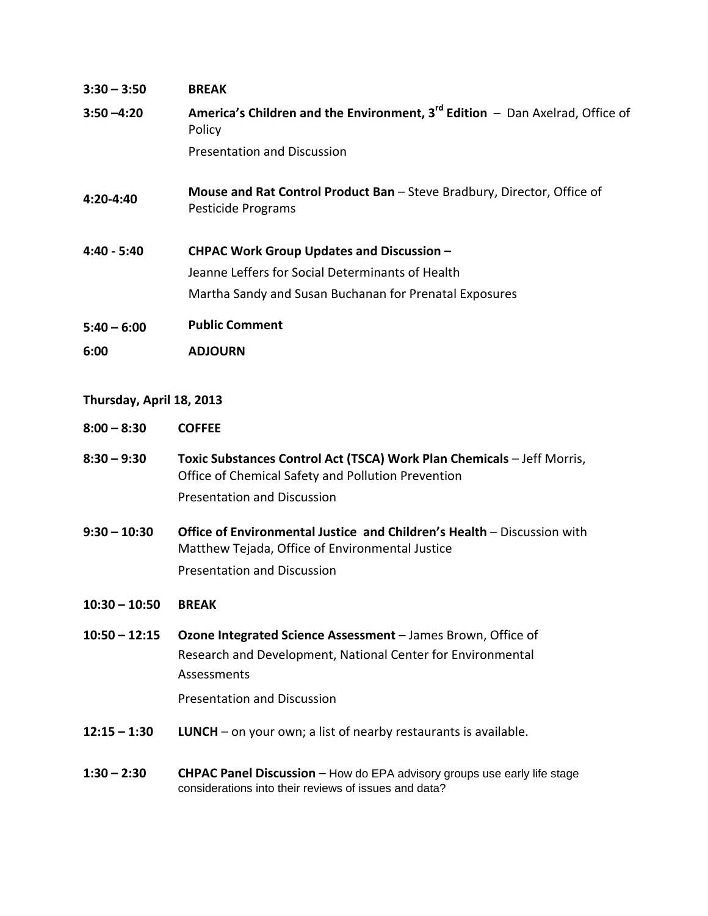**3:30 – 3:50** **BREAK**

**3:50 –4:20** **America's Children and the Environment, 3rd Edition** – Dan Axelrad, Office of Policy

Presentation and Discussion

**4:20-4:40** **Mouse and Rat Control Product Ban** – Steve Bradbury, Director, Office of Pesticide Programs

**4:40 - 5:40** **CHPAC Work Group Updates and Discussion –**

Jeanne Leffers for Social Determinants of Health

Martha Sandy and Susan Buchanan for Prenatal Exposures

**5:40 – 6:00** **Public Comment**

**6:00** **ADJOURN**

**Thursday, April 18, 2013**

**8:00 – 8:30** **COFFEE**

**8:30 – 9:30** **Toxic Substances Control Act (TSCA) Work Plan Chemicals** – Jeff Morris, Office of Chemical Safety and Pollution Prevention

Presentation and Discussion

**9:30 – 10:30** **Office of Environmental Justice and Children's Health** – Discussion with Matthew Tejada, Office of Environmental Justice

Presentation and Discussion

**10:30 – 10:50** **BREAK**

**10:50 – 12:15** **Ozone Integrated Science Assessment** – James Brown, Office of Research and Development, National Center for Environmental Assessments

Presentation and Discussion

**12:15 – 1:30** **LUNCH** – on your own; a list of nearby restaurants is available.

**1:30 – 2:30** **CHPAC Panel Discussion** – How do EPA advisory groups use early life stage considerations into their reviews of issues and data?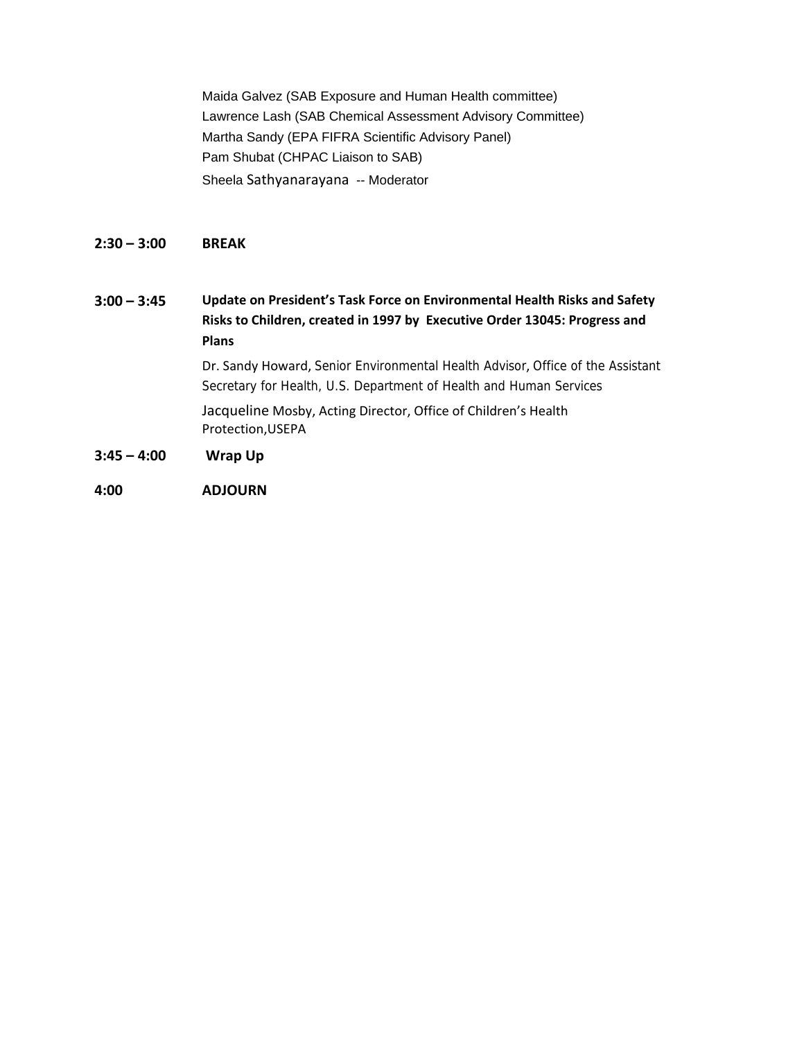Maida Galvez (SAB Exposure and Human Health committee)
Lawrence Lash (SAB Chemical Assessment Advisory Committee)
Martha Sandy (EPA FIFRA Scientific Advisory Panel)
Pam Shubat (CHPAC Liaison to SAB)
Sheela Sathyanarayana -- Moderator

**2:30 – 3:00** **BREAK**

**3:00 – 3:45** **Update on President's Task Force on Environmental Health Risks and Safety Risks to Children, created in 1997 by Executive Order 13045: Progress and Plans**

Dr. Sandy Howard, Senior Environmental Health Advisor, Office of the Assistant Secretary for Health, U.S. Department of Health and Human Services

Jacqueline Mosby, Acting Director, Office of Children's Health Protection,USEPA

**3:45 – 4:00** **Wrap Up**

**4:00** **ADJOURN**